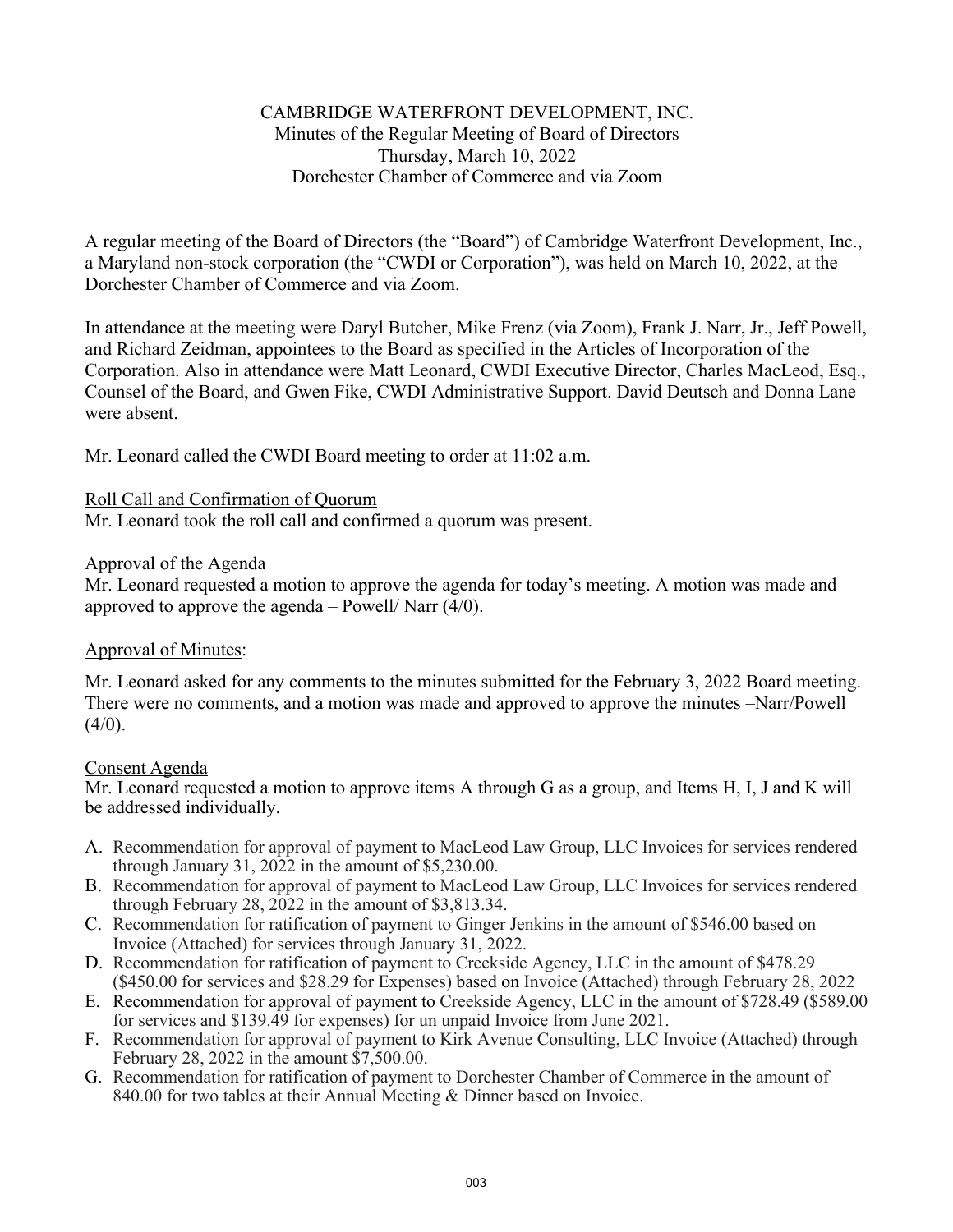CAMBRIDGE WATERFRONT DEVELOPMENT, INC.
Minutes of the Regular Meeting of Board of Directors
Thursday, March 10, 2022
Dorchester Chamber of Commerce and via Zoom

A regular meeting of the Board of Directors (the "Board") of Cambridge Waterfront Development, Inc., a Maryland non-stock corporation (the "CWDI or Corporation"), was held on March 10, 2022, at the Dorchester Chamber of Commerce and via Zoom.

In attendance at the meeting were Daryl Butcher, Mike Frenz (via Zoom), Frank J. Narr, Jr., Jeff Powell, and Richard Zeidman, appointees to the Board as specified in the Articles of Incorporation of the Corporation. Also in attendance were Matt Leonard, CWDI Executive Director, Charles MacLeod, Esq., Counsel of the Board, and Gwen Fike, CWDI Administrative Support. David Deutsch and Donna Lane were absent.

Mr. Leonard called the CWDI Board meeting to order at 11:02 a.m.

Roll Call and Confirmation of Quorum

Mr. Leonard took the roll call and confirmed a quorum was present.

Approval of the Agenda

Mr. Leonard requested a motion to approve the agenda for today's meeting. A motion was made and approved to approve the agenda – Powell/ Narr (4/0).

Approval of Minutes:

Mr. Leonard asked for any comments to the minutes submitted for the February 3, 2022 Board meeting. There were no comments, and a motion was made and approved to approve the minutes –Narr/Powell (4/0).

Consent Agenda

Mr. Leonard requested a motion to approve items A through G as a group, and Items H, I, J and K will be addressed individually.

A. Recommendation for approval of payment to MacLeod Law Group, LLC Invoices for services rendered through January 31, 2022 in the amount of $5,230.00.
B. Recommendation for approval of payment to MacLeod Law Group, LLC Invoices for services rendered through February 28, 2022 in the amount of $3,813.34.
C. Recommendation for ratification of payment to Ginger Jenkins in the amount of $546.00 based on Invoice (Attached) for services through January 31, 2022.
D. Recommendation for ratification of payment to Creekside Agency, LLC in the amount of $478.29 ($450.00 for services and $28.29 for Expenses) based on Invoice (Attached) through February 28, 2022
E. Recommendation for approval of payment to Creekside Agency, LLC in the amount of $728.49 ($589.00 for services and $139.49 for expenses) for un unpaid Invoice from June 2021.
F. Recommendation for approval of payment to Kirk Avenue Consulting, LLC Invoice (Attached) through February 28, 2022 in the amount $7,500.00.
G. Recommendation for ratification of payment to Dorchester Chamber of Commerce in the amount of 840.00 for two tables at their Annual Meeting & Dinner based on Invoice.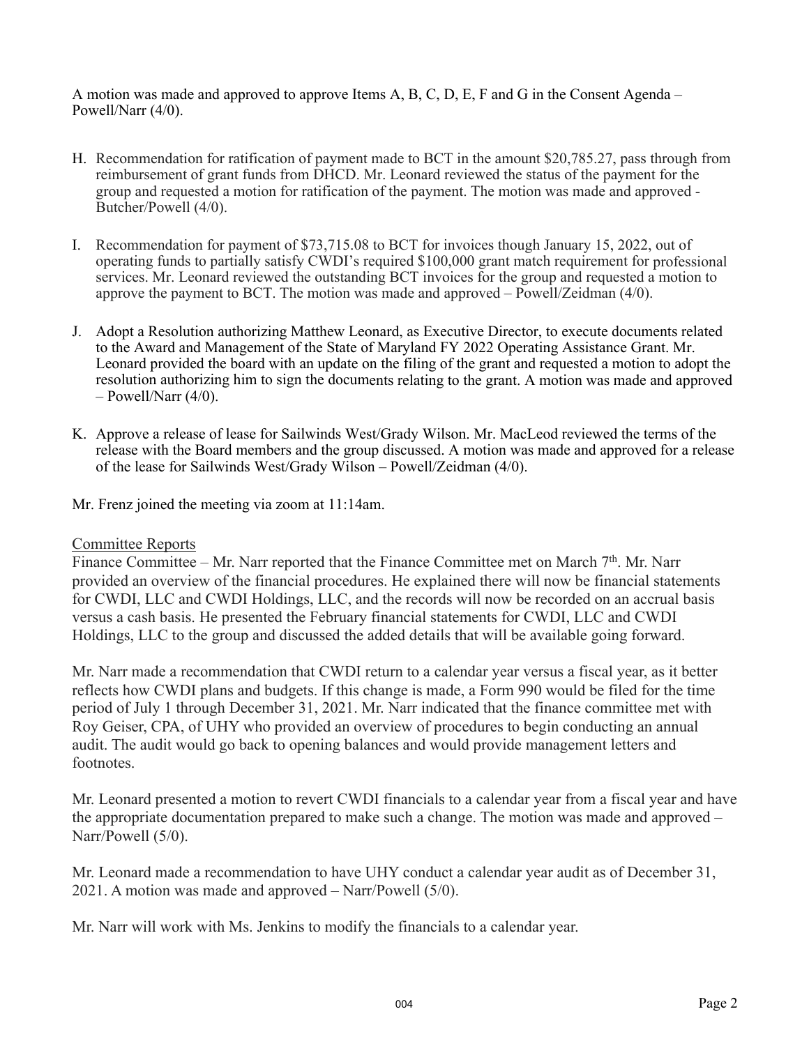A motion was made and approved to approve Items A, B, C, D, E, F and G in the Consent Agenda – Powell/Narr (4/0).

H. Recommendation for ratification of payment made to BCT in the amount $20,785.27, pass through from reimbursement of grant funds from DHCD. Mr. Leonard reviewed the status of the payment for the group and requested a motion for ratification of the payment. The motion was made and approved - Butcher/Powell (4/0).

I. Recommendation for payment of $73,715.08 to BCT for invoices though January 15, 2022, out of operating funds to partially satisfy CWDI's required $100,000 grant match requirement for professional services. Mr. Leonard reviewed the outstanding BCT invoices for the group and requested a motion to approve the payment to BCT. The motion was made and approved – Powell/Zeidman (4/0).

J. Adopt a Resolution authorizing Matthew Leonard, as Executive Director, to execute documents related to the Award and Management of the State of Maryland FY 2022 Operating Assistance Grant. Mr. Leonard provided the board with an update on the filing of the grant and requested a motion to adopt the resolution authorizing him to sign the documents relating to the grant. A motion was made and approved – Powell/Narr (4/0).

K. Approve a release of lease for Sailwinds West/Grady Wilson. Mr. MacLeod reviewed the terms of the release with the Board members and the group discussed. A motion was made and approved for a release of the lease for Sailwinds West/Grady Wilson – Powell/Zeidman (4/0).

Mr. Frenz joined the meeting via zoom at 11:14am.

Committee Reports

Finance Committee – Mr. Narr reported that the Finance Committee met on March 7th. Mr. Narr provided an overview of the financial procedures. He explained there will now be financial statements for CWDI, LLC and CWDI Holdings, LLC, and the records will now be recorded on an accrual basis versus a cash basis. He presented the February financial statements for CWDI, LLC and CWDI Holdings, LLC to the group and discussed the added details that will be available going forward.

Mr. Narr made a recommendation that CWDI return to a calendar year versus a fiscal year, as it better reflects how CWDI plans and budgets. If this change is made, a Form 990 would be filed for the time period of July 1 through December 31, 2021. Mr. Narr indicated that the finance committee met with Roy Geiser, CPA, of UHY who provided an overview of procedures to begin conducting an annual audit. The audit would go back to opening balances and would provide management letters and footnotes.

Mr. Leonard presented a motion to revert CWDI financials to a calendar year from a fiscal year and have the appropriate documentation prepared to make such a change. The motion was made and approved – Narr/Powell (5/0).

Mr. Leonard made a recommendation to have UHY conduct a calendar year audit as of December 31, 2021. A motion was made and approved – Narr/Powell (5/0).

Mr. Narr will work with Ms. Jenkins to modify the financials to a calendar year.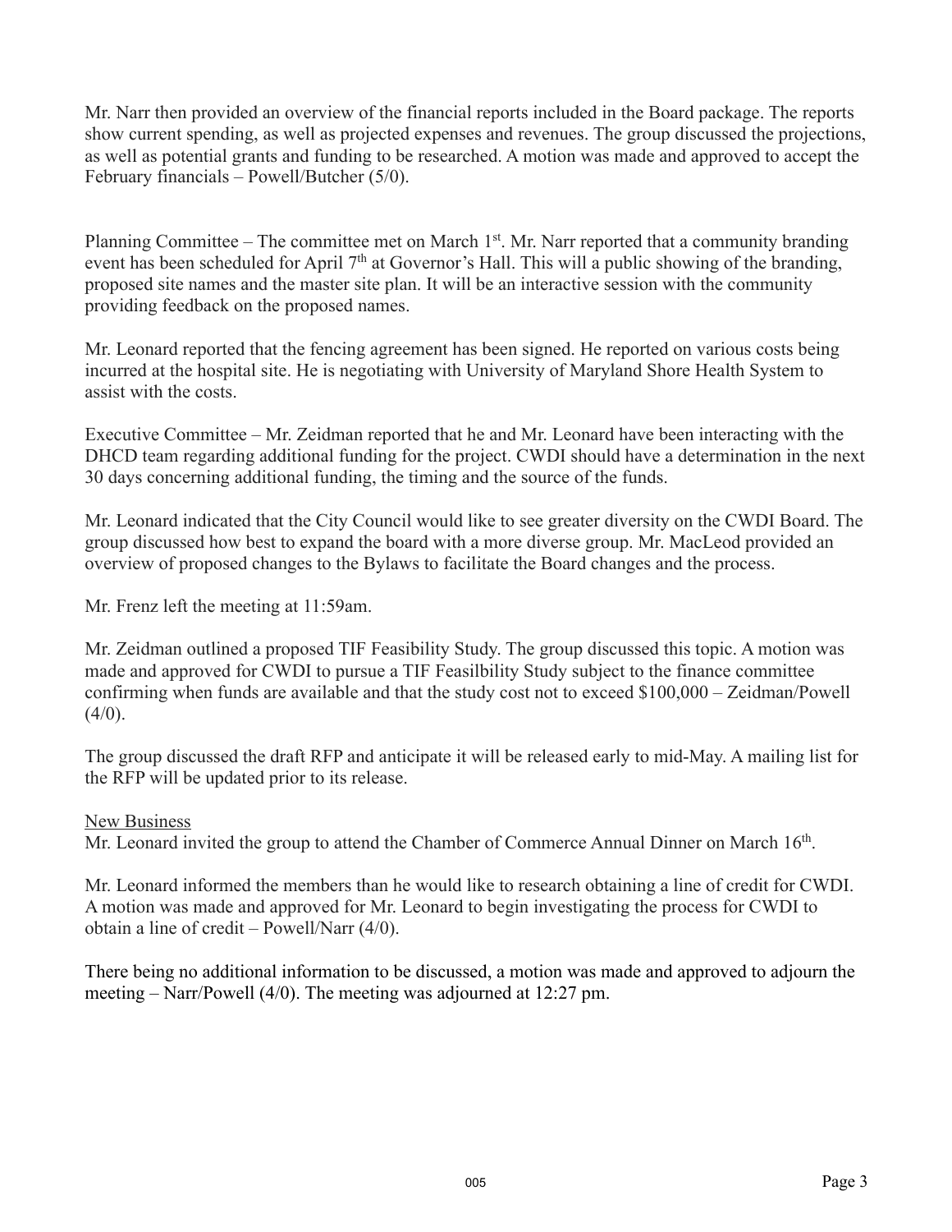Mr. Narr then provided an overview of the financial reports included in the Board package. The reports show current spending, as well as projected expenses and revenues. The group discussed the projections, as well as potential grants and funding to be researched. A motion was made and approved to accept the February financials – Powell/Butcher (5/0).

Planning Committee – The committee met on March 1st. Mr. Narr reported that a community branding event has been scheduled for April 7th at Governor's Hall. This will a public showing of the branding, proposed site names and the master site plan. It will be an interactive session with the community providing feedback on the proposed names.

Mr. Leonard reported that the fencing agreement has been signed. He reported on various costs being incurred at the hospital site. He is negotiating with University of Maryland Shore Health System to assist with the costs.

Executive Committee – Mr. Zeidman reported that he and Mr. Leonard have been interacting with the DHCD team regarding additional funding for the project. CWDI should have a determination in the next 30 days concerning additional funding, the timing and the source of the funds.

Mr. Leonard indicated that the City Council would like to see greater diversity on the CWDI Board. The group discussed how best to expand the board with a more diverse group. Mr. MacLeod provided an overview of proposed changes to the Bylaws to facilitate the Board changes and the process.

Mr. Frenz left the meeting at 11:59am.

Mr. Zeidman outlined a proposed TIF Feasibility Study. The group discussed this topic. A motion was made and approved for CWDI to pursue a TIF Feasilbility Study subject to the finance committee confirming when funds are available and that the study cost not to exceed $100,000 – Zeidman/Powell (4/0).

The group discussed the draft RFP and anticipate it will be released early to mid-May. A mailing list for the RFP will be updated prior to its release.

<u>New Business</u>

Mr. Leonard invited the group to attend the Chamber of Commerce Annual Dinner on March 16th.

Mr. Leonard informed the members than he would like to research obtaining a line of credit for CWDI. A motion was made and approved for Mr. Leonard to begin investigating the process for CWDI to obtain a line of credit – Powell/Narr (4/0).

There being no additional information to be discussed, a motion was made and approved to adjourn the meeting – Narr/Powell (4/0). The meeting was adjourned at 12:27 pm.